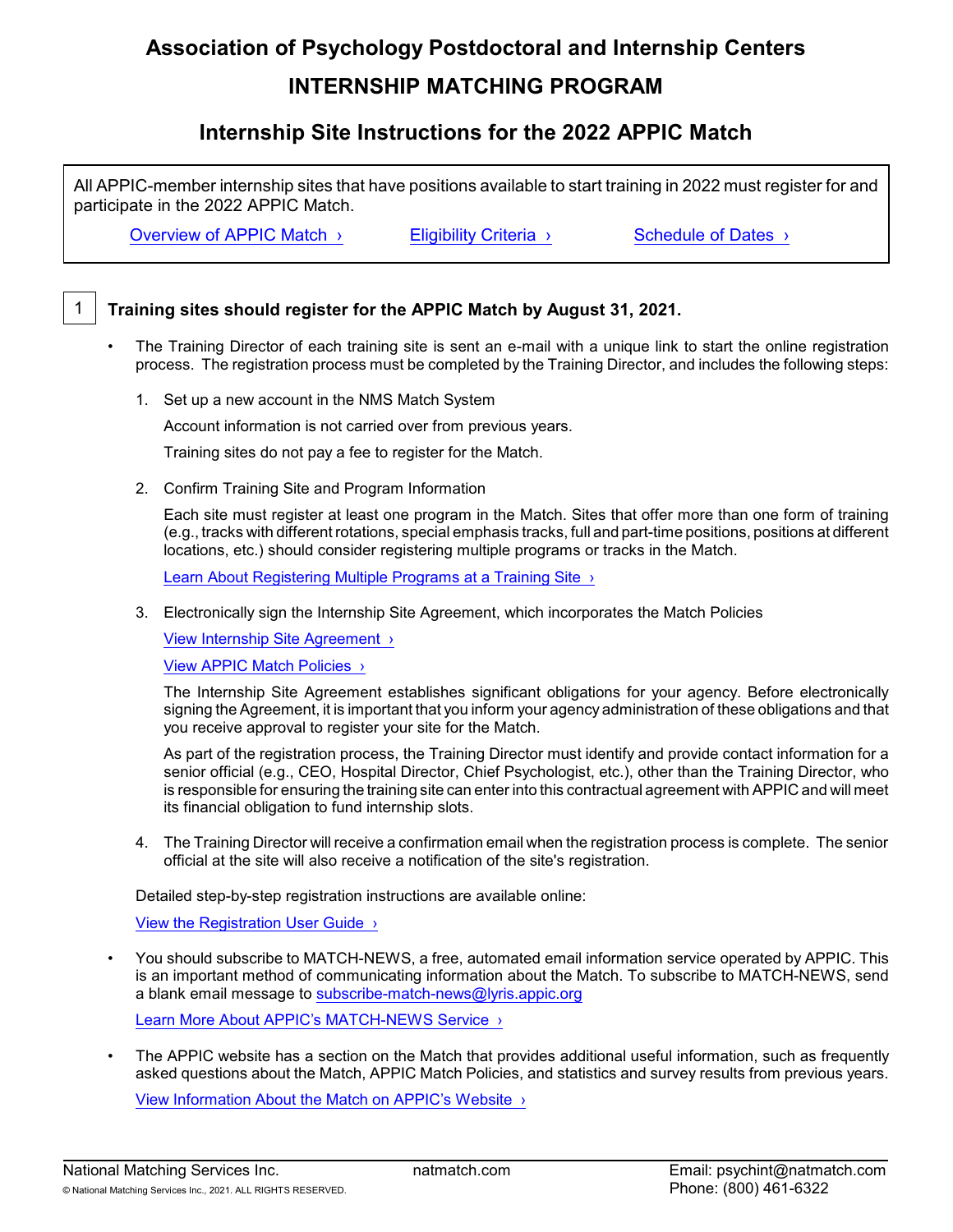# Association of Psychology Postdoctoral and Internship Centers

## INTERNSHIP MATCHING PROGRAM

## Internship Site Instructions for the 2022 APPIC Match

All APPIC-member internship sites that have positions available to start training in 2022 must register for and participate in the 2022 APPIC Match.

Overview of APPIC Match › Eligibility Criteria › Schedule of Dates ›

### 1 Training sites should register for the APPIC Match by August 31, 2021.

- The Training Director of each training site is sent an e-mail with a unique link to start the online registration process. The registration process must be completed by the Training Director, and includes the following steps:

  1. Set up a new account in the NMS Match System

     Account information is not carried over from previous years.

     Training sites do not pay a fee to register for the Match.

  2. Confirm Training Site and Program Information

     Each site must register at least one program in the Match. Sites that offer more than one form of training (e.g., tracks with different rotations, special emphasis tracks, full and part-time positions, positions at different locations, etc.) should consider registering multiple programs or tracks in the Match.

     Learn About Registering Multiple Programs at a Training Site ›

  3. Electronically sign the Internship Site Agreement, which incorporates the Match Policies

     View Internship Site Agreement ›

     View APPIC Match Policies ›

     The Internship Site Agreement establishes significant obligations for your agency. Before electronically signing the Agreement, it is important that you inform your agency administration of these obligations and that you receive approval to register your site for the Match.

     As part of the registration process, the Training Director must identify and provide contact information for a senior official (e.g., CEO, Hospital Director, Chief Psychologist, etc.), other than the Training Director, who is responsible for ensuring the training site can enter into this contractual agreement with APPIC and will meet its financial obligation to fund internship slots.

  4. The Training Director will receive a confirmation email when the registration process is complete. The senior official at the site will also receive a notification of the site's registration.

  Detailed step-by-step registration instructions are available online:

  View the Registration User Guide ›

- You should subscribe to MATCH-NEWS, a free, automated email information service operated by APPIC. This is an important method of communicating information about the Match. To subscribe to MATCH-NEWS, send a blank email message to subscribe-match-news@lyris.appic.org

  Learn More About APPIC's MATCH-NEWS Service ›

- The APPIC website has a section on the Match that provides additional useful information, such as frequently asked questions about the Match, APPIC Match Policies, and statistics and survey results from previous years.

  View Information About the Match on APPIC's Website ›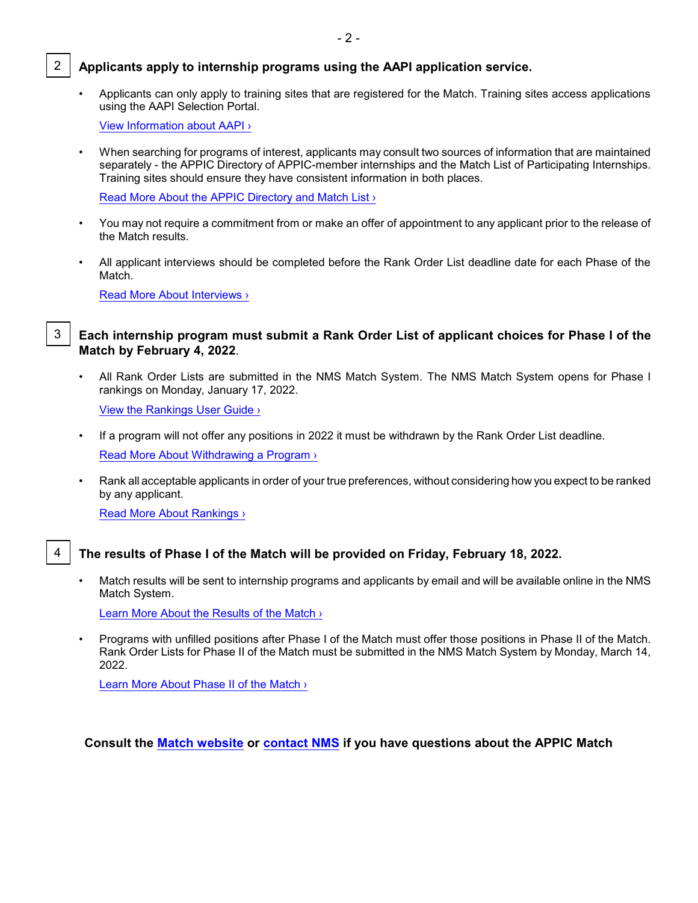## 2 Applicants apply to internship programs using the AAPI application service.

- Applicants can only apply to training sites that are registered for the Match. Training sites access applications using the AAPI Selection Portal.

  View Information about AAPI ›

- When searching for programs of interest, applicants may consult two sources of information that are maintained separately - the APPIC Directory of APPIC-member internships and the Match List of Participating Internships. Training sites should ensure they have consistent information in both places.

  Read More About the APPIC Directory and Match List ›

- You may not require a commitment from or make an offer of appointment to any applicant prior to the release of the Match results.

- All applicant interviews should be completed before the Rank Order List deadline date for each Phase of the Match.

  Read More About Interviews ›

## 3 Each internship program must submit a Rank Order List of applicant choices for Phase I of the Match by February 4, 2022.

- All Rank Order Lists are submitted in the NMS Match System. The NMS Match System opens for Phase I rankings on Monday, January 17, 2022.

  View the Rankings User Guide ›

- If a program will not offer any positions in 2022 it must be withdrawn by the Rank Order List deadline.

  Read More About Withdrawing a Program ›

- Rank all acceptable applicants in order of your true preferences, without considering how you expect to be ranked by any applicant.

  Read More About Rankings ›

## 4 The results of Phase I of the Match will be provided on Friday, February 18, 2022.

- Match results will be sent to internship programs and applicants by email and will be available online in the NMS Match System.

  Learn More About the Results of the Match ›

- Programs with unfilled positions after Phase I of the Match must offer those positions in Phase II of the Match. Rank Order Lists for Phase II of the Match must be submitted in the NMS Match System by Monday, March 14, 2022.

  Learn More About Phase II of the Match ›

**Consult the Match website or contact NMS if you have questions about the APPIC Match**